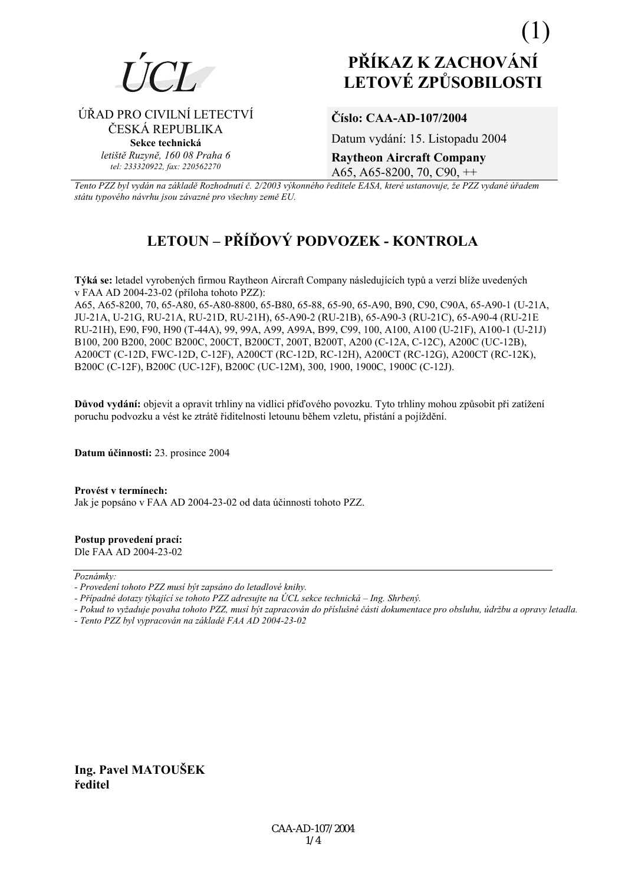(1)

ÚCL

ÚŘAD PRO CIVILNÍ LETECTVÍ
ČESKÁ REPUBLIKA
**Sekce technická**
*letiště Ruzyně, 160 08 Praha 6*
*tel: 233320922, fax: 220562270*

# PŘÍKAZ K ZACHOVÁNÍ LETOVÉ ZPŮSOBILOSTI

**Číslo: CAA-AD-107/2004**

Datum vydání: 15. Listopadu 2004

**Raytheon Aircraft Company**
A65, A65-8200, 70, C90, ++

*Tento PZZ byl vydán na základě Rozhodnutí č. 2/2003 výkonného ředitele EASA, které ustanovuje, že PZZ vydané úřadem státu typového návrhu jsou závazné pro všechny země EU.*

## LETOUN – PŘÍĎOVÝ PODVOZEK - KONTROLA

**Týká se:** letadel vyrobených firmou Raytheon Aircraft Company následujících typů a verzí blíže uvedených v FAA AD 2004-23-02 (příloha tohoto PZZ):
A65, A65-8200, 70, 65-A80, 65-A80-8800, 65-B80, 65-88, 65-90, 65-A90, B90, C90, C90A, 65-A90-1 (U-21A, JU-21A, U-21G, RU-21A, RU-21D, RU-21H), 65-A90-2 (RU-21B), 65-A90-3 (RU-21C), 65-A90-4 (RU-21E RU-21H), E90, F90, H90 (T-44A), 99, 99A, A99, A99A, B99, C99, 100, A100, A100 (U-21F), A100-1 (U-21J) B100, 200 B200, 200C B200C, 200CT, B200CT, 200T, B200T, A200 (C-12A, C-12C), A200C (UC-12B), A200CT (C-12D, FWC-12D, C-12F), A200CT (RC-12D, RC-12H), A200CT (RC-12G), A200CT (RC-12K), B200C (C-12F), B200C (UC-12F), B200C (UC-12M), 300, 1900, 1900C, 1900C (C-12J).

**Důvod vydání:** objevit a opravit trhliny na vidlici příďového povozku. Tyto trhliny mohou způsobit při zatížení poruchu podvozku a vést ke ztrátě řiditelnosti letounu během vzletu, přistání a pojíždění.

**Datum účinnosti:** 23. prosince 2004

**Provést v termínech:**
Jak je popsáno v FAA AD 2004-23-02 od data účinnosti tohoto PZZ.

**Postup provedení prací:**
Dle FAA AD 2004-23-02

---

*Poznámky:*
*- Provedení tohoto PZZ musí být zapsáno do letadlové knihy.*
*- Případné dotazy týkající se tohoto PZZ adresujte na ÚCL sekce technická – Ing. Shrbený.*
*- Pokud to vyžaduje povaha tohoto PZZ, musí být zapracován do příslušné části dokumentace pro obsluhu, údržbu a opravy letadla.*
*- Tento PZZ byl vypracován na základě FAA AD 2004-23-02*

**Ing. Pavel MATOUŠEK**
**ředitel**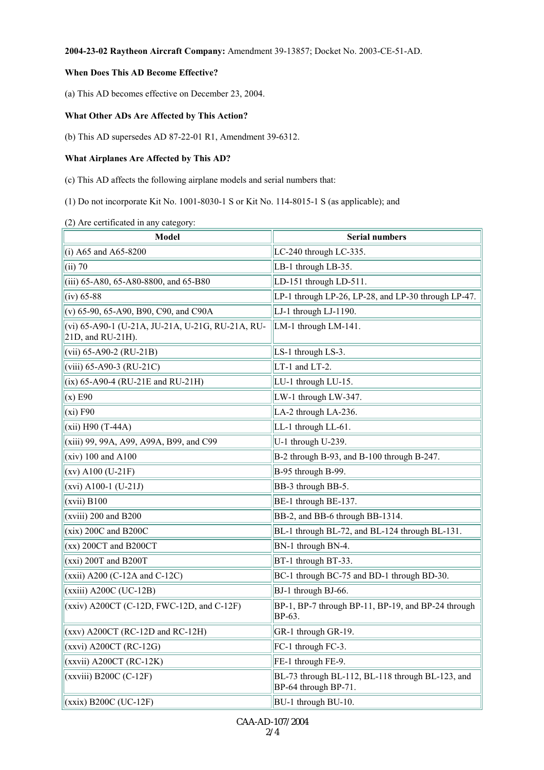**2004-23-02 Raytheon Aircraft Company:** Amendment 39-13857; Docket No. 2003-CE-51-AD.

**When Does This AD Become Effective?**

(a) This AD becomes effective on December 23, 2004.

**What Other ADs Are Affected by This Action?**

(b) This AD supersedes AD 87-22-01 R1, Amendment 39-6312.

**What Airplanes Are Affected by This AD?**

(c) This AD affects the following airplane models and serial numbers that:

(1) Do not incorporate Kit No. 1001-8030-1 S or Kit No. 114-8015-1 S (as applicable); and

(2) Are certificated in any category:

| Model | Serial numbers |
|---|---|
| (i) A65 and A65-8200 | LC-240 through LC-335. |
| (ii) 70 | LB-1 through LB-35. |
| (iii) 65-A80, 65-A80-8800, and 65-B80 | LD-151 through LD-511. |
| (iv) 65-88 | LP-1 through LP-26, LP-28, and LP-30 through LP-47. |
| (v) 65-90, 65-A90, B90, C90, and C90A | LJ-1 through LJ-1190. |
| (vi) 65-A90-1 (U-21A, JU-21A, U-21G, RU-21A, RU-21D, and RU-21H). | LM-1 through LM-141. |
| (vii) 65-A90-2 (RU-21B) | LS-1 through LS-3. |
| (viii) 65-A90-3 (RU-21C) | LT-1 and LT-2. |
| (ix) 65-A90-4 (RU-21E and RU-21H) | LU-1 through LU-15. |
| (x) E90 | LW-1 through LW-347. |
| (xi) F90 | LA-2 through LA-236. |
| (xii) H90 (T-44A) | LL-1 through LL-61. |
| (xiii) 99, 99A, A99, A99A, B99, and C99 | U-1 through U-239. |
| (xiv) 100 and A100 | B-2 through B-93, and B-100 through B-247. |
| (xv) A100 (U-21F) | B-95 through B-99. |
| (xvi) A100-1 (U-21J) | BB-3 through BB-5. |
| (xvii) B100 | BE-1 through BE-137. |
| (xviii) 200 and B200 | BB-2, and BB-6 through BB-1314. |
| (xix) 200C and B200C | BL-1 through BL-72, and BL-124 through BL-131. |
| (xx) 200CT and B200CT | BN-1 through BN-4. |
| (xxi) 200T and B200T | BT-1 through BT-33. |
| (xxii) A200 (C-12A and C-12C) | BC-1 through BC-75 and BD-1 through BD-30. |
| (xxiii) A200C (UC-12B) | BJ-1 through BJ-66. |
| (xxiv) A200CT (C-12D, FWC-12D, and C-12F) | BP-1, BP-7 through BP-11, BP-19, and BP-24 through BP-63. |
| (xxv) A200CT (RC-12D and RC-12H) | GR-1 through GR-19. |
| (xxvi) A200CT (RC-12G) | FC-1 through FC-3. |
| (xxvii) A200CT (RC-12K) | FE-1 through FE-9. |
| (xxviii) B200C (C-12F) | BL-73 through BL-112, BL-118 through BL-123, and BP-64 through BP-71. |
| (xxix) B200C (UC-12F) | BU-1 through BU-10. |

CAA-AD-107/2004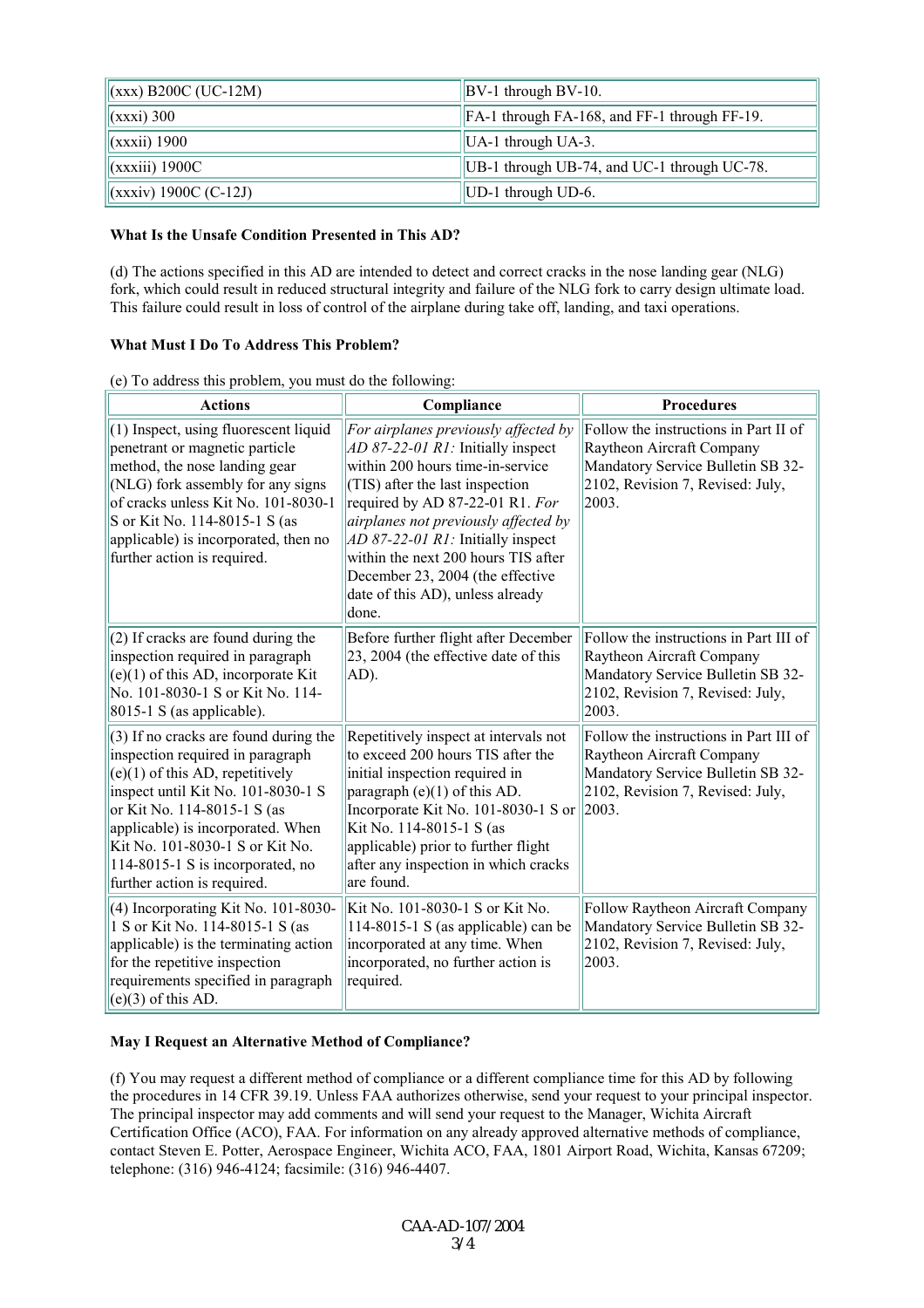| | |
|---|---|
| (xxx) B200C (UC-12M) | BV-1 through BV-10. |
| (xxxi) 300 | FA-1 through FA-168, and FF-1 through FF-19. |
| (xxxii) 1900 | UA-1 through UA-3. |
| (xxxiii) 1900C | UB-1 through UB-74, and UC-1 through UC-78. |
| (xxxiv) 1900C (C-12J) | UD-1 through UD-6. |

**What Is the Unsafe Condition Presented in This AD?**

(d) The actions specified in this AD are intended to detect and correct cracks in the nose landing gear (NLG) fork, which could result in reduced structural integrity and failure of the NLG fork to carry design ultimate load. This failure could result in loss of control of the airplane during take off, landing, and taxi operations.

**What Must I Do To Address This Problem?**

(e) To address this problem, you must do the following:

| Actions | Compliance | Procedures |
|---|---|---|
| (1) Inspect, using fluorescent liquid penetrant or magnetic particle method, the nose landing gear (NLG) fork assembly for any signs of cracks unless Kit No. 101-8030-1 S or Kit No. 114-8015-1 S (as applicable) is incorporated, then no further action is required. | *For airplanes previously affected by AD 87-22-01 R1:* Initially inspect within 200 hours time-in-service (TIS) after the last inspection required by AD 87-22-01 R1. *For airplanes not previously affected by AD 87-22-01 R1:* Initially inspect within the next 200 hours TIS after December 23, 2004 (the effective date of this AD), unless already done. | Follow the instructions in Part II of Raytheon Aircraft Company Mandatory Service Bulletin SB 32-2102, Revision 7, Revised: July, 2003. |
| (2) If cracks are found during the inspection required in paragraph (e)(1) of this AD, incorporate Kit No. 101-8030-1 S or Kit No. 114-8015-1 S (as applicable). | Before further flight after December 23, 2004 (the effective date of this AD). | Follow the instructions in Part III of Raytheon Aircraft Company Mandatory Service Bulletin SB 32-2102, Revision 7, Revised: July, 2003. |
| (3) If no cracks are found during the inspection required in paragraph (e)(1) of this AD, repetitively inspect until Kit No. 101-8030-1 S or Kit No. 114-8015-1 S (as applicable) is incorporated. When Kit No. 101-8030-1 S or Kit No. 114-8015-1 S is incorporated, no further action is required. | Repetitively inspect at intervals not to exceed 200 hours TIS after the initial inspection required in paragraph (e)(1) of this AD. Incorporate Kit No. 101-8030-1 S or Kit No. 114-8015-1 S (as applicable) prior to further flight after any inspection in which cracks are found. | Follow the instructions in Part III of Raytheon Aircraft Company Mandatory Service Bulletin SB 32-2102, Revision 7, Revised: July, 2003. |
| (4) Incorporating Kit No. 101-8030-1 S or Kit No. 114-8015-1 S (as applicable) is the terminating action for the repetitive inspection requirements specified in paragraph (e)(3) of this AD. | Kit No. 101-8030-1 S or Kit No. 114-8015-1 S (as applicable) can be incorporated at any time. When incorporated, no further action is required. | Follow Raytheon Aircraft Company Mandatory Service Bulletin SB 32-2102, Revision 7, Revised: July, 2003. |

**May I Request an Alternative Method of Compliance?**

(f) You may request a different method of compliance or a different compliance time for this AD by following the procedures in 14 CFR 39.19. Unless FAA authorizes otherwise, send your request to your principal inspector. The principal inspector may add comments and will send your request to the Manager, Wichita Aircraft Certification Office (ACO), FAA. For information on any already approved alternative methods of compliance, contact Steven E. Potter, Aerospace Engineer, Wichita ACO, FAA, 1801 Airport Road, Wichita, Kansas 67209; telephone: (316) 946-4124; facsimile: (316) 946-4407.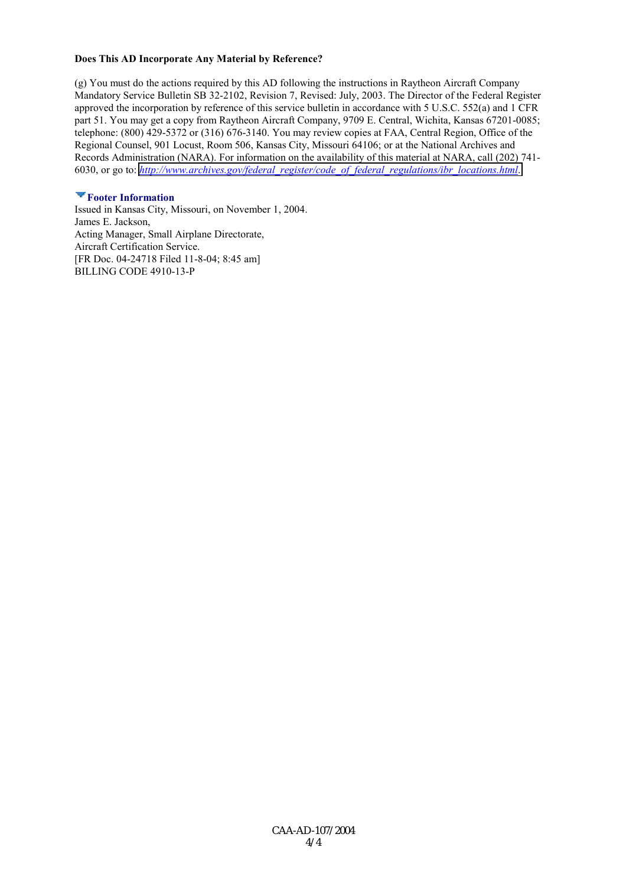**Does This AD Incorporate Any Material by Reference?**

(g) You must do the actions required by this AD following the instructions in Raytheon Aircraft Company Mandatory Service Bulletin SB 32-2102, Revision 7, Revised: July, 2003. The Director of the Federal Register approved the incorporation by reference of this service bulletin in accordance with 5 U.S.C. 552(a) and 1 CFR part 51. You may get a copy from Raytheon Aircraft Company, 9709 E. Central, Wichita, Kansas 67201-0085; telephone: (800) 429-5372 or (316) 676-3140. You may review copies at FAA, Central Region, Office of the Regional Counsel, 901 Locust, Room 506, Kansas City, Missouri 64106; or at the National Archives and Records Administration (NARA). For information on the availability of this material at NARA, call (202) 741-6030, or go to: *http://www.archives.gov/federal_register/code_of_federal_regulations/ibr_locations.html*.

**Footer Information**

Issued in Kansas City, Missouri, on November 1, 2004.
James E. Jackson,
Acting Manager, Small Airplane Directorate,
Aircraft Certification Service.
[FR Doc. 04-24718 Filed 11-8-04; 8:45 am]
BILLING CODE 4910-13-P